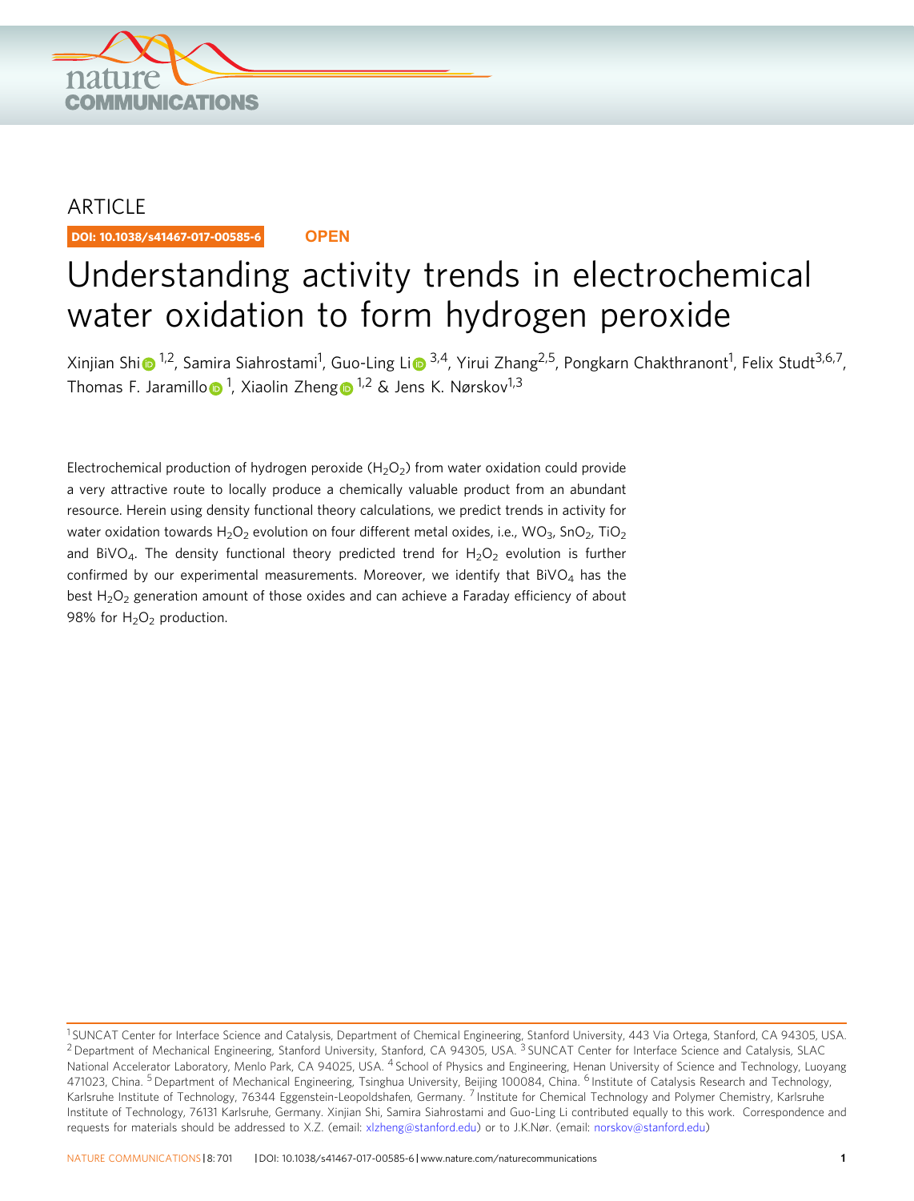ARTICLE

DOI: 10.1038/s41467-017-00585-6 **OPEN**

# Understanding activity trends in electrochemical water oxidation to form hydrogen peroxide

Xinjian Shi[1,2], Samira Siahrostami[1], Guo-Ling Li[3,4], Yirui Zhang[2,5], Pongkarn Chakthranont[1], Felix Studt[3,6,7], Thomas F. Jaramillo[1], Xiaolin Zheng[1,2] & Jens K. Nørskov[1,3]

Electrochemical production of hydrogen peroxide ($H_2O_2$) from water oxidation could provide a very attractive route to locally produce a chemically valuable product from an abundant resource. Herein using density functional theory calculations, we predict trends in activity for water oxidation towards $H_2O_2$ evolution on four different metal oxides, i.e., $WO_3$, $SnO_2$, $TiO_2$ and $BiVO_4$. The density functional theory predicted trend for $H_2O_2$ evolution is further confirmed by our experimental measurements. Moreover, we identify that $BiVO_4$ has the best $H_2O_2$ generation amount of those oxides and can achieve a Faraday efficiency of about 98% for $H_2O_2$ production.

[1] SUNCAT Center for Interface Science and Catalysis, Department of Chemical Engineering, Stanford University, 443 Via Ortega, Stanford, CA 94305, USA. [2] Department of Mechanical Engineering, Stanford University, Stanford, CA 94305, USA. [3] SUNCAT Center for Interface Science and Catalysis, SLAC National Accelerator Laboratory, Menlo Park, CA 94025, USA. [4] School of Physics and Engineering, Henan University of Science and Technology, Luoyang 471023, China. [5] Department of Mechanical Engineering, Tsinghua University, Beijing 100084, China. [6] Institute of Catalysis Research and Technology, Karlsruhe Institute of Technology, 76344 Eggenstein-Leopoldshafen, Germany. [7] Institute for Chemical Technology and Polymer Chemistry, Karlsruhe Institute of Technology, 76131 Karlsruhe, Germany. Xinjian Shi, Samira Siahrostami and Guo-Ling Li contributed equally to this work. Correspondence and requests for materials should be addressed to X.Z. (email: xlzheng@stanford.edu) or to J.K.Nør. (email: norskov@stanford.edu)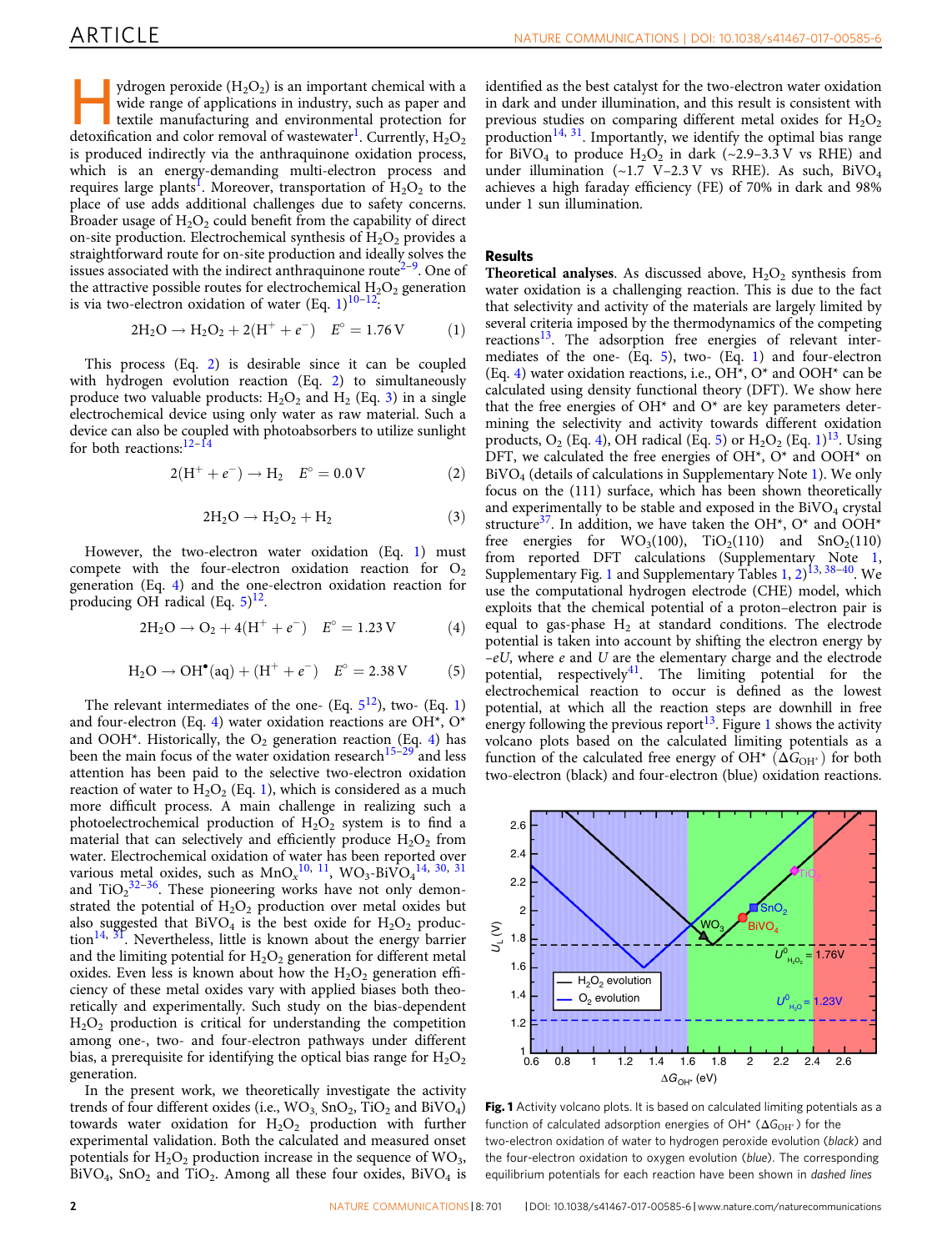Hydrogen peroxide ($H_2O_2$) is an important chemical with a wide range of applications in industry, such as paper and textile manufacturing and environmental protection for detoxification and color removal of wastewater[1]. Currently, $H_2O_2$ is produced indirectly via the anthraquinone oxidation process, which is an energy-demanding multi-electron process and requires large plants[1]. Moreover, transportation of $H_2O_2$ to the place of use adds additional challenges due to safety concerns. Broader usage of $H_2O_2$ could benefit from the capability of direct on-site production. Electrochemical synthesis of $H_2O_2$ provides a straightforward route for on-site production and ideally solves the issues associated with the indirect anthraquinone route[2–9]. One of the attractive possible routes for electrochemical $H_2O_2$ generation is via two-electron oxidation of water (Eq. 1)[10–12]:

$$2H_2O \rightarrow H_2O_2 + 2(H^+ + e^-) \quad E^\circ = 1.76\,V \tag{1}$$

This process (Eq. 2) is desirable since it can be coupled with hydrogen evolution reaction (Eq. 2) to simultaneously produce two valuable products: $H_2O_2$ and $H_2$ (Eq. 3) in a single electrochemical device using only water as raw material. Such a device can also be coupled with photoabsorbers to utilize sunlight for both reactions:[12–14]

$$2(H^+ + e^-) \rightarrow H_2 \quad E^\circ = 0.0\,V \tag{2}$$

$$2H_2O \rightarrow H_2O_2 + H_2 \tag{3}$$

However, the two-electron water oxidation (Eq. 1) must compete with the four-electron oxidation reaction for $O_2$ generation (Eq. 4) and the one-electron oxidation reaction for producing OH radical (Eq. 5)[12].

$$2H_2O \rightarrow O_2 + 4(H^+ + e^-) \quad E^\circ = 1.23\,V \tag{4}$$

$$H_2O \rightarrow OH^\bullet(aq) + (H^+ + e^-) \quad E^\circ = 2.38\,V \tag{5}$$

The relevant intermediates of the one- (Eq. 5[12]), two- (Eq. 1) and four-electron (Eq. 4) water oxidation reactions are OH*, O* and OOH*. Historically, the $O_2$ generation reaction (Eq. 4) has been the main focus of the water oxidation research[15–29] and less attention has been paid to the selective two-electron oxidation reaction of water to $H_2O_2$ (Eq. 1), which is considered as a much more difficult process. A main challenge in realizing such a photoelectrochemical production of $H_2O_2$ system is to find a material that can selectively and efficiently produce $H_2O_2$ from water. Electrochemical oxidation of water has been reported over various metal oxides, such as $MnO_x$[10, 11], $WO_3$-$BiVO_4$[14, 30, 31] and $TiO_2$[32–36]. These pioneering works have not only demonstrated the potential of $H_2O_2$ production over metal oxides but also suggested that $BiVO_4$ is the best oxide for $H_2O_2$ production[14, 31]. Nevertheless, little is known about the energy barrier and the limiting potential for $H_2O_2$ generation for different metal oxides. Even less is known about how the $H_2O_2$ generation efficiency of these metal oxides vary with applied biases both theoretically and experimentally. Such study on the bias-dependent $H_2O_2$ production is critical for understanding the competition among one-, two- and four-electron pathways under different bias, a prerequisite for identifying the optical bias range for $H_2O_2$ generation.

In the present work, we theoretically investigate the activity trends of four different oxides (i.e., $WO_3$, $SnO_2$, $TiO_2$ and $BiVO_4$) towards water oxidation for $H_2O_2$ production with further experimental validation. Both the calculated and measured onset potentials for $H_2O_2$ production increase in the sequence of $WO_3$, $BiVO_4$, $SnO_2$ and $TiO_2$. Among all these four oxides, $BiVO_4$ is identified as the best catalyst for the two-electron water oxidation in dark and under illumination, and this result is consistent with previous studies on comparing different metal oxides for $H_2O_2$ production[14, 31]. Importantly, we identify the optimal bias range for $BiVO_4$ to produce $H_2O_2$ in dark (~2.9–3.3 V vs RHE) and under illumination (~1.7 V–2.3 V vs RHE). As such, $BiVO_4$ achieves a high faraday efficiency (FE) of 70% in dark and 98% under 1 sun illumination.

## Results

**Theoretical analyses**. As discussed above, $H_2O_2$ synthesis from water oxidation is a challenging reaction. This is due to the fact that selectivity and activity of the materials are largely limited by several criteria imposed by the thermodynamics of the competing reactions[13]. The adsorption free energies of relevant intermediates of the one- (Eq. 5), two- (Eq. 1) and four-electron (Eq. 4) water oxidation reactions, i.e., OH*, O* and OOH* can be calculated using density functional theory (DFT). We show here that the free energies of OH* and O* are key parameters determining the selectivity and activity towards different oxidation products, $O_2$ (Eq. 4), OH radical (Eq. 5) or $H_2O_2$ (Eq. 1)[13]. Using DFT, we calculated the free energies of OH*, O* and OOH* on $BiVO_4$ (details of calculations in Supplementary Note 1). We only focus on the (111) surface, which has been shown theoretically and experimentally to be stable and exposed in the $BiVO_4$ crystal structure[37]. In addition, we have taken the OH*, O* and OOH* free energies for $WO_3$(100), $TiO_2$(110) and $SnO_2$(110) from reported DFT calculations (Supplementary Note 1, Supplementary Fig. 1 and Supplementary Tables 1, 2)[13, 38–40]. We use the computational hydrogen electrode (CHE) model, which exploits that the chemical potential of a proton–electron pair is equal to gas-phase $H_2$ at standard conditions. The electrode potential is taken into account by shifting the electron energy by $-eU$, where $e$ and $U$ are the elementary charge and the electrode potential, respectively[41]. The limiting potential for the electrochemical reaction to occur is defined as the lowest potential, at which all the reaction steps are downhill in free energy following the previous report[13]. Figure 1 shows the activity volcano plots based on the calculated limiting potentials as a function of the calculated free energy of OH* ($\Delta G_{OH^*}$) for both two-electron (black) and four-electron (blue) oxidation reactions.

**Fig. 1** Activity volcano plots. It is based on calculated limiting potentials as a function of calculated adsorption energies of OH* ($\Delta G_{OH^*}$) for the two-electron oxidation of water to hydrogen peroxide evolution (*black*) and the four-electron oxidation to oxygen evolution (*blue*). The corresponding equilibrium potentials for each reaction have been shown in *dashed lines*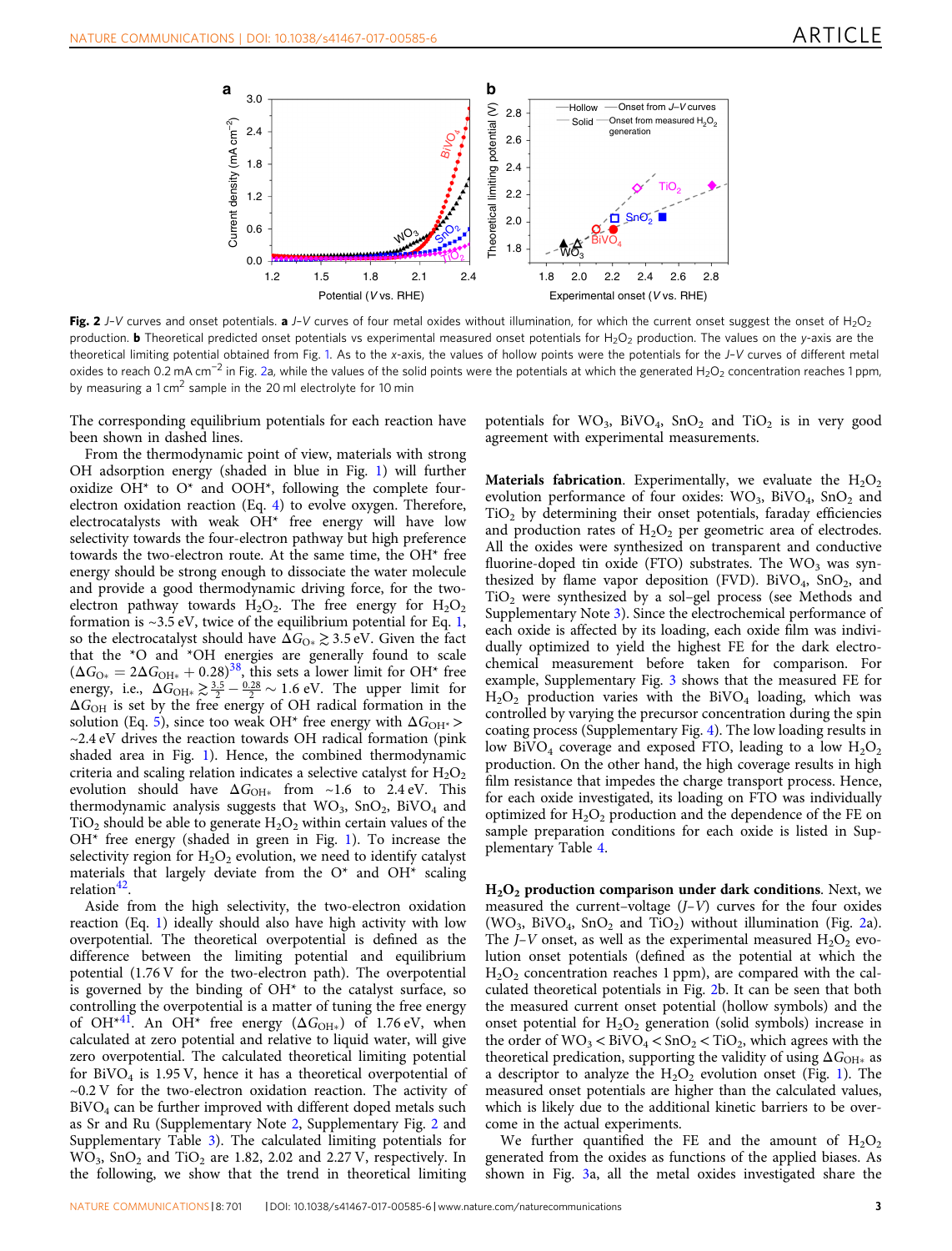**Fig. 2** *J–V* curves and onset potentials. **a** *J–V* curves of four metal oxides without illumination, for which the current onset suggest the onset of $H_2O_2$ production. **b** Theoretical predicted onset potentials vs experimental measured onset potentials for $H_2O_2$ production. The values on the *y*-axis are the theoretical limiting potential obtained from Fig. 1. As to the *x*-axis, the values of hollow points were the potentials for the *J–V* curves of different metal oxides to reach 0.2 mA cm$^{-2}$ in Fig. 2a, while the values of the solid points were the potentials at which the generated $H_2O_2$ concentration reaches 1 ppm, by measuring a 1 cm$^2$ sample in the 20 ml electrolyte for 10 min

The corresponding equilibrium potentials for each reaction have been shown in dashed lines.

From the thermodynamic point of view, materials with strong OH adsorption energy (shaded in blue in Fig. 1) will further oxidize OH* to O* and OOH*, following the complete four-electron oxidation reaction (Eq. 4) to evolve oxygen. Therefore, electrocatalysts with weak OH* free energy will have low selectivity towards the four-electron pathway but high preference towards the two-electron route. At the same time, the OH* free energy should be strong enough to dissociate the water molecule and provide a good thermodynamic driving force, for the two-electron pathway towards $H_2O_2$. The free energy for $H_2O_2$ formation is ~3.5 eV, twice of the equilibrium potential for Eq. 1, so the electrocatalyst should have $\Delta G_{O*} \gtrsim 3.5$ eV. Given the fact that the *O and *OH energies are generally found to scale ($\Delta G_{O*} = 2\Delta G_{OH*} + 0.28$)[38], this sets a lower limit for OH* free energy, i.e., $\Delta G_{OH*} \gtrsim \frac{3.5}{2} - \frac{0.28}{2} \sim 1.6$ eV. The upper limit for $\Delta G_{OH}$ is set by the free energy of OH radical formation in the solution (Eq. 5), since too weak OH* free energy with $\Delta G_{OH*} >$ ~2.4 eV drives the reaction towards OH radical formation (pink shaded area in Fig. 1). Hence, the combined thermodynamic criteria and scaling relation indicates a selective catalyst for $H_2O_2$ evolution should have $\Delta G_{OH*}$ from ~1.6 to 2.4 eV. This thermodynamic analysis suggests that $WO_3$, $SnO_2$, $BiVO_4$ and $TiO_2$ should be able to generate $H_2O_2$ within certain values of the OH* free energy (shaded in green in Fig. 1). To increase the selectivity region for $H_2O_2$ evolution, we need to identify catalyst materials that largely deviate from the O* and OH* scaling relation[42].

Aside from the high selectivity, the two-electron oxidation reaction (Eq. 1) ideally should also have high activity with low overpotential. The theoretical overpotential is defined as the difference between the limiting potential and equilibrium potential (1.76 V for the two-electron path). The overpotential is governed by the binding of OH* to the catalyst surface, so controlling the overpotential is a matter of tuning the free energy of OH*[41]. An OH* free energy ($\Delta G_{OH*}$) of 1.76 eV, when calculated at zero potential and relative to liquid water, will give zero overpotential. The calculated theoretical limiting potential for $BiVO_4$ is 1.95 V, hence it has a theoretical overpotential of ~0.2 V for the two-electron oxidation reaction. The activity of $BiVO_4$ can be further improved with different doped metals such as Sr and Ru (Supplementary Note 2, Supplementary Fig. 2 and Supplementary Table 3). The calculated limiting potentials for $WO_3$, $SnO_2$ and $TiO_2$ are 1.82, 2.02 and 2.27 V, respectively. In the following, we show that the trend in theoretical limiting potentials for $WO_3$, $BiVO_4$, $SnO_2$ and $TiO_2$ is in very good agreement with experimental measurements.

**Materials fabrication**. Experimentally, we evaluate the $H_2O_2$ evolution performance of four oxides: $WO_3$, $BiVO_4$, $SnO_2$ and $TiO_2$ by determining their onset potentials, faraday efficiencies and production rates of $H_2O_2$ per geometric area of electrodes. All the oxides were synthesized on transparent and conductive fluorine-doped tin oxide (FTO) substrates. The $WO_3$ was synthesized by flame vapor deposition (FVD). $BiVO_4$, $SnO_2$, and $TiO_2$ were synthesized by a sol–gel process (see Methods and Supplementary Note 3). Since the electrochemical performance of each oxide is affected by its loading, each oxide film was individually optimized to yield the highest FE for the dark electrochemical measurement before taken for comparison. For example, Supplementary Fig. 3 shows that the measured FE for $H_2O_2$ production varies with the $BiVO_4$ loading, which was controlled by varying the precursor concentration during the spin coating process (Supplementary Fig. 4). The low loading results in low $BiVO_4$ coverage and exposed FTO, leading to a low $H_2O_2$ production. On the other hand, the high coverage results in high film resistance that impedes the charge transport process. Hence, for each oxide investigated, its loading on FTO was individually optimized for $H_2O_2$ production and the dependence of the FE on sample preparation conditions for each oxide is listed in Supplementary Table 4.

**$H_2O_2$ production comparison under dark conditions**. Next, we measured the current–voltage (*J–V*) curves for the four oxides ($WO_3$, $BiVO_4$, $SnO_2$ and $TiO_2$) without illumination (Fig. 2a). The *J–V* onset, as well as the experimental measured $H_2O_2$ evolution onset potentials (defined as the potential at which the $H_2O_2$ concentration reaches 1 ppm), are compared with the calculated theoretical potentials in Fig. 2b. It can be seen that both the measured current onset potential (hollow symbols) and the onset potential for $H_2O_2$ generation (solid symbols) increase in the order of $WO_3 < BiVO_4 < SnO_2 < TiO_2$, which agrees with the theoretical predication, supporting the validity of using $\Delta G_{OH*}$ as a descriptor to analyze the $H_2O_2$ evolution onset (Fig. 1). The measured onset potentials are higher than the calculated values, which is likely due to the additional kinetic barriers to be overcome in the actual experiments.

We further quantified the FE and the amount of $H_2O_2$ generated from the oxides as functions of the applied biases. As shown in Fig. 3a, all the metal oxides investigated share the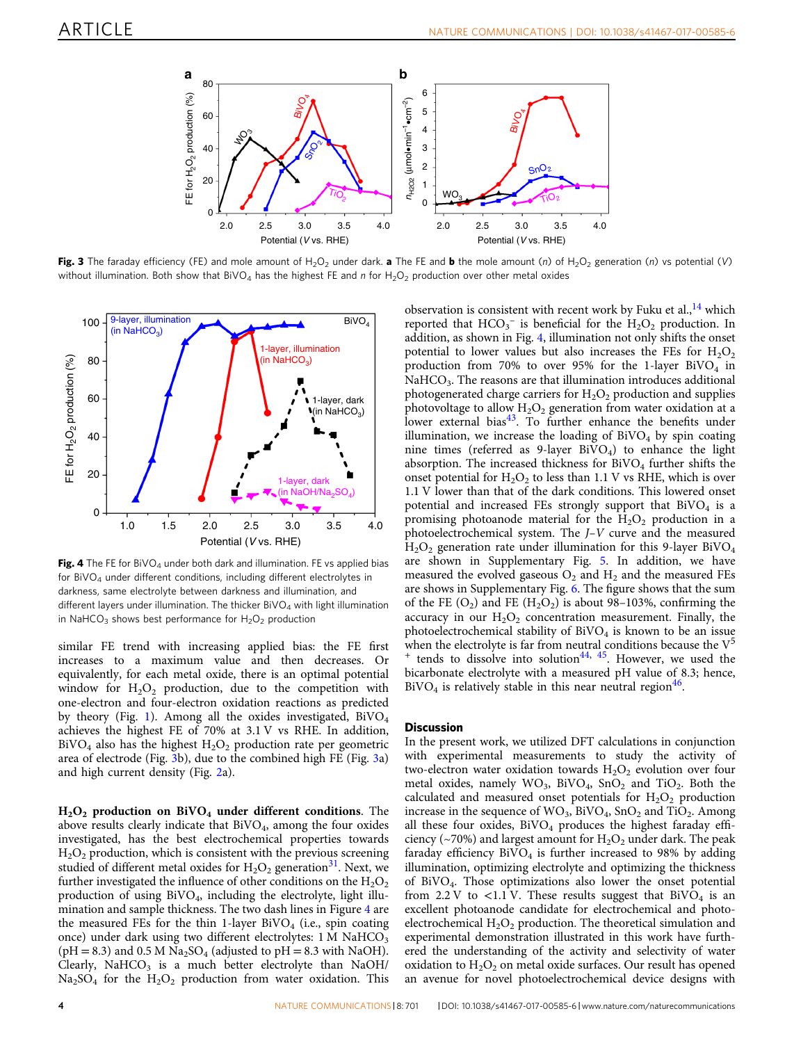**Fig. 3** The faraday efficiency (FE) and mole amount of $H_2O_2$ under dark. **a** The FE and **b** the mole amount ($n$) of $H_2O_2$ generation ($n$) vs potential ($V$) without illumination. Both show that $BiVO_4$ has the highest FE and $n$ for $H_2O_2$ production over other metal oxides

**Fig. 4** The FE for $BiVO_4$ under both dark and illumination. FE vs applied bias for $BiVO_4$ under different conditions, including different electrolytes in darkness, same electrolyte between darkness and illumination, and different layers under illumination. The thicker $BiVO_4$ with light illumination in $NaHCO_3$ shows best performance for $H_2O_2$ production

similar FE trend with increasing applied bias: the FE first increases to a maximum value and then decreases. Or equivalently, for each metal oxide, there is an optimal potential window for $H_2O_2$ production, due to the competition between one-electron and four-electron oxidation reactions as predicted by theory (Fig. 1). Among all the oxides investigated, $BiVO_4$ achieves the highest FE of 70% at 3.1 V vs RHE. In addition, $BiVO_4$ also has the highest $H_2O_2$ production rate per geometric area of electrode (Fig. 3b), due to the combined high FE (Fig. 3a) and high current density (Fig. 2a).

**$H_2O_2$ production on $BiVO_4$ under different conditions**. The above results clearly indicate that $BiVO_4$, among the four oxides investigated, has the best electrochemical properties towards $H_2O_2$ production, which is consistent with the previous screening studied of different metal oxides for $H_2O_2$ generation[31]. Next, we further investigated the influence of other conditions on the $H_2O_2$ production of using $BiVO_4$, including the electrolyte, light illumination and sample thickness. The two dash lines in Figure 4 are the measured FEs for the thin 1-layer $BiVO_4$ (i.e., spin coating once) under dark using two different electrolytes: 1 M $NaHCO_3$ (pH = 8.3) and 0.5 M $Na_2SO_4$ (adjusted to pH = 8.3 with NaOH). Clearly, $NaHCO_3$ is a much better electrolyte than NaOH/$Na_2SO_4$ for the $H_2O_2$ production from water oxidation. This observation is consistent with recent work by Fuku et al.,[14] which reported that $HCO_3^-$ is beneficial for the $H_2O_2$ production. In addition, as shown in Fig. 4, illumination not only shifts the onset potential to lower values but also increases the FEs for $H_2O_2$ production from 70% to over 95% for the 1-layer $BiVO_4$ in $NaHCO_3$. The reasons are that illumination introduces additional photogenerated charge carriers for $H_2O_2$ production and supplies photovoltage to allow $H_2O_2$ generation from water oxidation at a lower external bias[43]. To further enhance the benefits under illumination, we increase the loading of $BiVO_4$ by spin coating nine times (referred as 9-layer $BiVO_4$) to enhance the light absorption. The increased thickness for $BiVO_4$ further shifts the onset potential for $H_2O_2$ to less than 1.1 V vs RHE, which is over 1.1 V lower than that of the dark conditions. This lowered onset potential and increased FEs strongly support that $BiVO_4$ is a promising photoanode material for the $H_2O_2$ production in a photoelectrochemical system. The $J$–$V$ curve and the measured $H_2O_2$ generation rate under illumination for this 9-layer $BiVO_4$ are shown in Supplementary Fig. 5. In addition, we have measured the evolved gaseous $O_2$ and $H_2$ and the measured FEs are shows in Supplementary Fig. 6. The figure shows that the sum of the FE ($O_2$) and FE ($H_2O_2$) is about 98–103%, confirming the accuracy in our $H_2O_2$ concentration measurement. Finally, the photoelectrochemical stability of $BiVO_4$ is known to be an issue when the electrolyte is far from neutral conditions because the $V^{5+}$ tends to dissolve into solution[44, 45]. However, we used the bicarbonate electrolyte with a measured pH value of 8.3; hence, $BiVO_4$ is relatively stable in this near neutral region[46].

## Discussion

In the present work, we utilized DFT calculations in conjunction with experimental measurements to study the activity of two-electron water oxidation towards $H_2O_2$ evolution over four metal oxides, namely $WO_3$, $BiVO_4$, $SnO_2$ and $TiO_2$. Both the calculated and measured onset potentials for $H_2O_2$ production increase in the sequence of $WO_3$, $BiVO_4$, $SnO_2$ and $TiO_2$. Among all these four oxides, $BiVO_4$ produces the highest faraday efficiency (~70%) and largest amount for $H_2O_2$ under dark. The peak faraday efficiency $BiVO_4$ is further increased to 98% by adding illumination, optimizing electrolyte and optimizing the thickness of $BiVO_4$. Those optimizations also lower the onset potential from 2.2 V to <1.1 V. These results suggest that $BiVO_4$ is an excellent photoanode candidate for electrochemical and photoelectrochemical $H_2O_2$ production. The theoretical simulation and experimental demonstration illustrated in this work have furthered the understanding of the activity and selectivity of water oxidation to $H_2O_2$ on metal oxide surfaces. Our result has opened an avenue for novel photoelectrochemical device designs with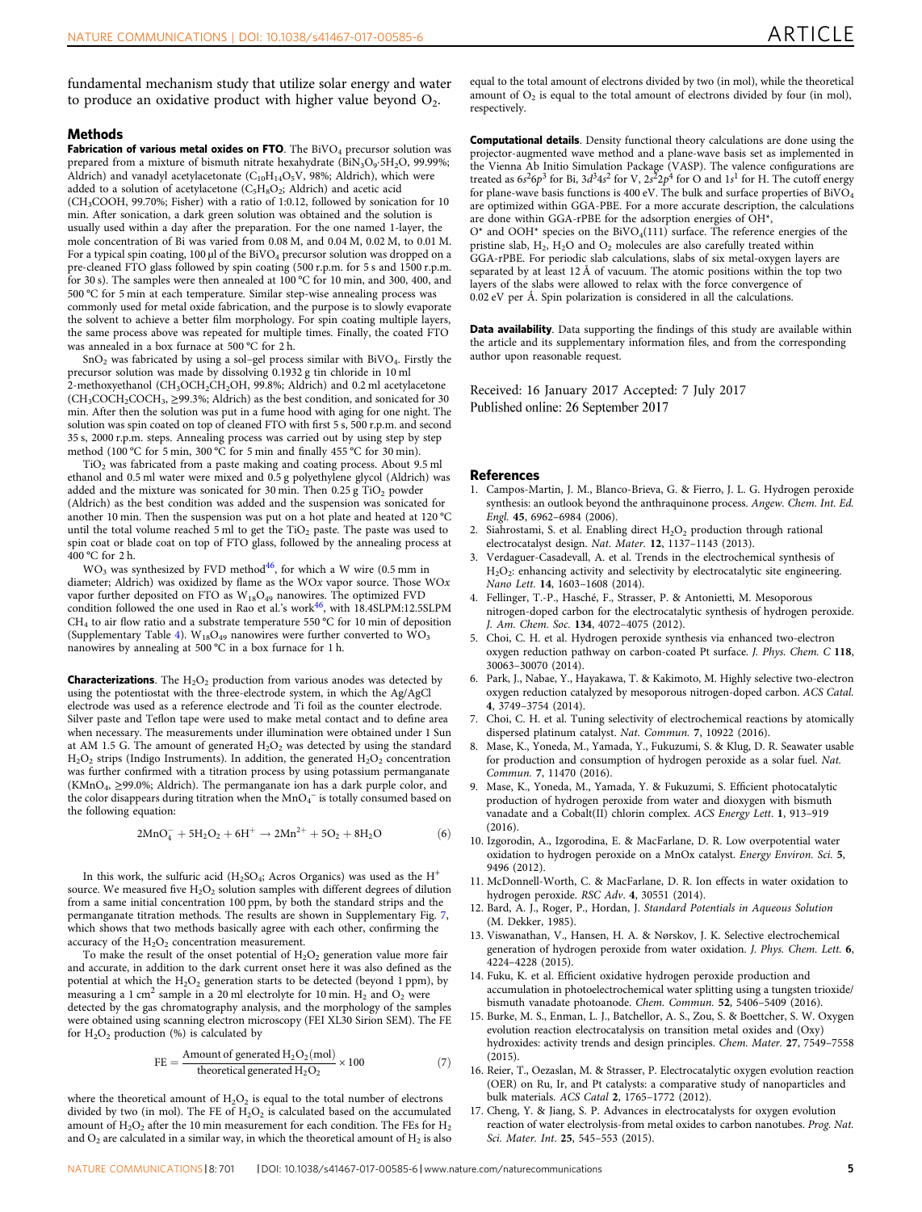fundamental mechanism study that utilize solar energy and water to produce an oxidative product with higher value beyond $O_2$.

## Methods

**Fabrication of various metal oxides on FTO**. The $BiVO_4$ precursor solution was prepared from a mixture of bismuth nitrate hexahydrate ($BiN_3O_9{\cdot}5H_2O$, 99.99%; Aldrich) and vanadyl acetylacetonate ($C_{10}H_{14}O_5V$, 98%; Aldrich), which were added to a solution of acetylacetone ($C_5H_8O_2$; Aldrich) and acetic acid ($CH_3COOH$, 99.70%; Fisher) with a ratio of 1:0.12, followed by sonication for 10 min. After sonication, a dark green solution was obtained and the solution is usually used within a day after the preparation. For the one named 1-layer, the mole concentration of Bi was varied from 0.08 M, and 0.04 M, 0.02 M, to 0.01 M. For a typical spin coating, 100 µl of the $BiVO_4$ precursor solution was dropped on a pre-cleaned FTO glass followed by spin coating (500 r.p.m. for 5 s and 1500 r.p.m. for 30 s). The samples were then annealed at 100 °C for 10 min, and 300, 400, and 500 °C for 5 min at each temperature. Similar step-wise annealing process was commonly used for metal oxide fabrication, and the purpose is to slowly evaporate the solvent to achieve a better film morphology. For spin coating multiple layers, the same process above was repeated for multiple times. Finally, the coated FTO was annealed in a box furnace at 500 °C for 2 h.

$SnO_2$ was fabricated by using a sol–gel process similar with $BiVO_4$. Firstly the precursor solution was made by dissolving 0.1932 g tin chloride in 10 ml 2-methoxyethanol ($CH_3OCH_2CH_2OH$, 99.8%; Aldrich) and 0.2 ml acetylacetone ($CH_3COCH_2COCH_3$, ≥99.3%; Aldrich) as the best condition, and sonicated for 30 min. After then the solution was put in a fume hood with aging for one night. The solution was spin coated on top of cleaned FTO with first 5 s, 500 r.p.m. and second 35 s, 2000 r.p.m. steps. Annealing process was carried out by using step by step method (100 °C for 5 min, 300 °C for 5 min and finally 455 °C for 30 min).

$TiO_2$ was fabricated from a paste making and coating process. About 9.5 ml ethanol and 0.5 ml water were mixed and 0.5 g polyethylene glycol (Aldrich) was added and the mixture was sonicated for 30 min. Then 0.25 g $TiO_2$ powder (Aldrich) as the best condition was added and the suspension was sonicated for another 10 min. Then the suspension was put on a hot plate and heated at 120 °C until the total volume reached 5 ml to get the $TiO_2$ paste. The paste was used to spin coat or blade coat on top of FTO glass, followed by the annealing process at 400 °C for 2 h.

$WO_3$ was synthesized by FVD method[46], for which a W wire (0.5 mm in diameter; Aldrich) was oxidized by flame as the $WO_x$ vapor source. Those $WO_x$ vapor further deposited on FTO as $W_{18}O_{49}$ nanowires. The optimized FVD condition followed the one used in Rao et al.'s work[46], with 18.4SLPM:12.5SLPM $CH_4$ to air flow ratio and a substrate temperature 550 °C for 10 min of deposition (Supplementary Table 4). $W_{18}O_{49}$ nanowires were further converted to $WO_3$ nanowires by annealing at 500 °C in a box furnace for 1 h.

**Characterizations**. The $H_2O_2$ production from various anodes was detected by using the potentiostat with the three-electrode system, in which the Ag/AgCl electrode was used as a reference electrode and Ti foil as the counter electrode. Silver paste and Teflon tape were used to make metal contact and to define area when necessary. The measurements under illumination were obtained under 1 Sun at AM 1.5 G. The amount of generated $H_2O_2$ was detected by using the standard $H_2O_2$ strips (Indigo Instruments). In addition, the generated $H_2O_2$ concentration was further confirmed with a titration process by using potassium permanganate ($KMnO_4$, ≥99.0%; Aldrich). The permanganate ion has a dark purple color, and the color disappears during titration when the $MnO_4^-$ is totally consumed based on the following equation:

$$2MnO_4^- + 5H_2O_2 + 6H^+ \rightarrow 2Mn^{2+} + 5O_2 + 8H_2O \tag{6}$$

In this work, the sulfuric acid ($H_2SO_4$; Acros Organics) was used as the $H^+$ source. We measured five $H_2O_2$ solution samples with different degrees of dilution from a same initial concentration 100 ppm, by both the standard strips and the permanganate titration methods. The results are shown in Supplementary Fig. 7, which shows that two methods basically agree with each other, confirming the accuracy of the $H_2O_2$ concentration measurement.

To make the result of the onset potential of $H_2O_2$ generation value more fair and accurate, in addition to the dark current onset here it was also defined as the potential at which the $H_2O_2$ generation starts to be detected (beyond 1 ppm), by measuring a 1 cm$^2$ sample in a 20 ml electrolyte for 10 min. $H_2$ and $O_2$ were detected by the gas chromatography analysis, and the morphology of the samples were obtained using scanning electron microscopy (FEI XL30 Sirion SEM). The FE for $H_2O_2$ production (%) is calculated by

$$\mathrm{FE} = \frac{\text{Amount of generated } H_2O_2\,(\text{mol})}{\text{theoretical generated } H_2O_2} \times 100 \tag{7}$$

where the theoretical amount of $H_2O_2$ is equal to the total number of electrons divided by two (in mol). The FE of $H_2O_2$ is calculated based on the accumulated amount of $H_2O_2$ after the 10 min measurement for each condition. The FEs for $H_2$ and $O_2$ are calculated in a similar way, in which the theoretical amount of $H_2$ is also equal to the total amount of electrons divided by two (in mol), while the theoretical amount of $O_2$ is equal to the total amount of electrons divided by four (in mol), respectively.

**Computational details**. Density functional theory calculations are done using the projector-augmented wave method and a plane-wave basis set as implemented in the Vienna Ab Initio Simulation Package (VASP). The valence configurations are treated as $6s^26p^3$ for Bi, $3d^34s^2$ for V, $2s^22p^4$ for O and $1s^1$ for H. The cutoff energy for plane-wave basis functions is 400 eV. The bulk and surface properties of $BiVO_4$ are optimized within GGA-PBE. For a more accurate description, the calculations are done within GGA-rPBE for the adsorption energies of OH*, O* and OOH* species on the $BiVO_4(111)$ surface. The reference energies of the pristine slab, $H_2$, $H_2O$ and $O_2$ molecules are also carefully treated within GGA-rPBE. For periodic slab calculations, slabs of six metal-oxygen layers are separated by at least 12 Å of vacuum. The atomic positions within the top two layers of the slabs were allowed to relax with the force convergence of 0.02 eV per Å. Spin polarization is considered in all the calculations.

**Data availability**. Data supporting the findings of this study are available within the article and its supplementary information files, and from the corresponding author upon reasonable request.

Received: 16 January 2017 Accepted: 7 July 2017
Published online: 26 September 2017

## References

1. Campos-Martin, J. M., Blanco-Brieva, G. & Fierro, J. L. G. Hydrogen peroxide synthesis: an outlook beyond the anthraquinone process. *Angew. Chem. Int. Ed. Engl.* **45**, 6962–6984 (2006).
2. Siahrostami, S. et al. Enabling direct $H_2O_2$ production through rational electrocatalyst design. *Nat. Mater.* **12**, 1137–1143 (2013).
3. Verdaguer-Casadevall, A. et al. Trends in the electrochemical synthesis of $H_2O_2$: enhancing activity and selectivity by electrocatalytic site engineering. *Nano Lett.* **14**, 1603–1608 (2014).
4. Fellinger, T.-P., Hasché, F., Strasser, P. & Antonietti, M. Mesoporous nitrogen-doped carbon for the electrocatalytic synthesis of hydrogen peroxide. *J. Am. Chem. Soc.* **134**, 4072–4075 (2012).
5. Choi, C. H. et al. Hydrogen peroxide synthesis via enhanced two-electron oxygen reduction pathway on carbon-coated Pt surface. *J. Phys. Chem. C* **118**, 30063–30070 (2014).
6. Park, J., Nabae, Y., Hayakawa, T. & Kakimoto, M. Highly selective two-electron oxygen reduction catalyzed by mesoporous nitrogen-doped carbon. *ACS Catal.* **4**, 3749–3754 (2014).
7. Choi, C. H. et al. Tuning selectivity of electrochemical reactions by atomically dispersed platinum catalyst. *Nat. Commun.* **7**, 10922 (2016).
8. Mase, K., Yoneda, M., Yamada, Y., Fukuzumi, S. & Klug, D. R. Seawater usable for production and consumption of hydrogen peroxide as a solar fuel. *Nat. Commun.* **7**, 11470 (2016).
9. Mase, K., Yoneda, M., Yamada, Y. & Fukuzumi, S. Efficient photocatalytic production of hydrogen peroxide from water and dioxygen with bismuth vanadate and a Cobalt(II) chlorin complex. *ACS Energy Lett.* **1**, 913–919 (2016).
10. Izgorodin, A., Izgorodina, E. & MacFarlane, D. R. Low overpotential water oxidation to hydrogen peroxide on a MnOx catalyst. *Energy Environ. Sci.* **5**, 9496 (2012).
11. McDonnell-Worth, C. & MacFarlane, D. R. Ion effects in water oxidation to hydrogen peroxide. *RSC Adv.* **4**, 30551 (2014).
12. Bard, A. J., Roger, P., Hordan, J. *Standard Potentials in Aqueous Solution* (M. Dekker, 1985).
13. Viswanathan, V., Hansen, H. A. & Nørskov, J. K. Selective electrochemical generation of hydrogen peroxide from water oxidation. *J. Phys. Chem. Lett.* **6**, 4224–4228 (2015).
14. Fuku, K. et al. Efficient oxidative hydrogen peroxide production and accumulation in photoelectrochemical water splitting using a tungsten trioxide/bismuth vanadate photoanode. *Chem. Commun.* **52**, 5406–5409 (2016).
15. Burke, M. S., Enman, L. J., Batchellor, A. S., Zou, S. & Boettcher, S. W. Oxygen evolution reaction electrocatalysis on transition metal oxides and (Oxy) hydroxides: activity trends and design principles. *Chem. Mater.* **27**, 7549–7558 (2015).
16. Reier, T., Oezaslan, M. & Strasser, P. Electrocatalytic oxygen evolution reaction (OER) on Ru, Ir, and Pt catalysts: a comparative study of nanoparticles and bulk materials. *ACS Catal* **2**, 1765–1772 (2012).
17. Cheng, Y. & Jiang, S. P. Advances in electrocatalysts for oxygen evolution reaction of water electrolysis-from metal oxides to carbon nanotubes. *Prog. Nat. Sci. Mater. Int.* **25**, 545–553 (2015).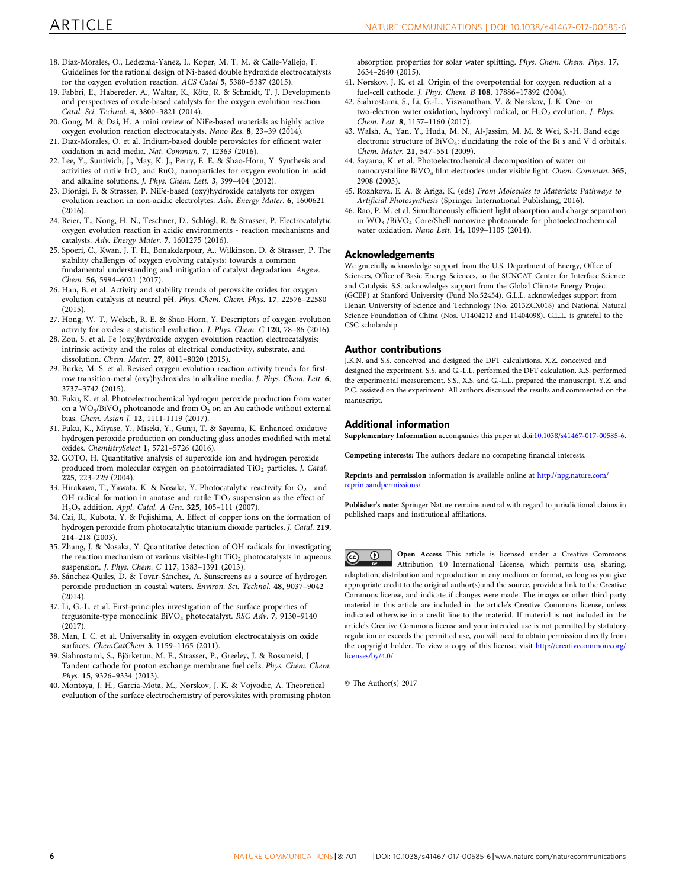18. Diaz-Morales, O., Ledezma-Yanez, I., Koper, M. T. M. & Calle-Vallejo, F. Guidelines for the rational design of Ni-based double hydroxide electrocatalysts for the oxygen evolution reaction. *ACS Catal* **5**, 5380–5387 (2015).
19. Fabbri, E., Habereder, A., Waltar, K., Kötz, R. & Schmidt, T. J. Developments and perspectives of oxide-based catalysts for the oxygen evolution reaction. *Catal. Sci. Technol.* **4**, 3800–3821 (2014).
20. Gong, M. & Dai, H. A mini review of NiFe-based materials as highly active oxygen evolution reaction electrocatalysts. *Nano Res.* **8**, 23–39 (2014).
21. Diaz-Morales, O. et al. Iridium-based double perovskites for efficient water oxidation in acid media. *Nat. Commun.* **7**, 12363 (2016).
22. Lee, Y., Suntivich, J., May, K. J., Perry, E. E. & Shao-Horn, Y. Synthesis and activities of rutile $IrO_2$ and $RuO_2$ nanoparticles for oxygen evolution in acid and alkaline solutions. *J. Phys. Chem. Lett.* **3**, 399–404 (2012).
23. Dionigi, F. & Strasser, P. NiFe-based (oxy)hydroxide catalysts for oxygen evolution reaction in non-acidic electrolytes. *Adv. Energy Mater.* **6**, 1600621 (2016).
24. Reier, T., Nong, H. N., Teschner, D., Schlögl, R. & Strasser, P. Electrocatalytic oxygen evolution reaction in acidic environments - reaction mechanisms and catalysts. *Adv. Energy Mater.* **7**, 1601275 (2016).
25. Spoeri, C., Kwan, J. T. H., Bonakdarpour, A., Wilkinson, D. & Strasser, P. The stability challenges of oxygen evolving catalysts: towards a common fundamental understanding and mitigation of catalyst degradation. *Angew. Chem.* **56**, 5994–6021 (2017).
26. Han, B. et al. Activity and stability trends of perovskite oxides for oxygen evolution catalysis at neutral pH. *Phys. Chem. Chem. Phys.* **17**, 22576–22580 (2015).
27. Hong, W. T., Welsch, R. E. & Shao-Horn, Y. Descriptors of oxygen-evolution activity for oxides: a statistical evaluation. *J. Phys. Chem. C* **120**, 78–86 (2016).
28. Zou, S. et al. Fe (oxy)hydroxide oxygen evolution reaction electrocatalysis: intrinsic activity and the roles of electrical conductivity, substrate, and dissolution. *Chem. Mater.* **27**, 8011–8020 (2015).
29. Burke, M. S. et al. Revised oxygen evolution reaction activity trends for first-row transition-metal (oxy)hydroxides in alkaline media. *J. Phys. Chem. Lett.* **6**, 3737–3742 (2015).
30. Fuku, K. et al. Photoelectrochemical hydrogen peroxide production from water on a $WO_3/BiVO_4$ photoanode and from $O_2$ on an Au cathode without external bias. *Chem. Asian J.* **12**, 1111–1119 (2017).
31. Fuku, K., Miyase, Y., Miseki, Y., Gunji, T. & Sayama, K. Enhanced oxidative hydrogen peroxide production on conducting glass anodes modified with metal oxides. *ChemistrySelect* **1**, 5721–5726 (2016).
32. GOTO, H. Quantitative analysis of superoxide ion and hydrogen peroxide produced from molecular oxygen on photoirradiated $TiO_2$ particles. *J. Catal.* **225**, 223–229 (2004).
33. Hirakawa, T., Yawata, K. & Nosaka, Y. Photocatalytic reactivity for $O_2-$ and OH radical formation in anatase and rutile $TiO_2$ suspension as the effect of $H_2O_2$ addition. *Appl. Catal. A Gen.* **325**, 105–111 (2007).
34. Cai, R., Kubota, Y. & Fujishima, A. Effect of copper ions on the formation of hydrogen peroxide from photocatalytic titanium dioxide particles. *J. Catal.* **219**, 214–218 (2003).
35. Zhang, J. & Nosaka, Y. Quantitative detection of OH radicals for investigating the reaction mechanism of various visible-light $TiO_2$ photocatalysts in aqueous suspension. *J. Phys. Chem. C* **117**, 1383–1391 (2013).
36. Sánchez-Quiles, D. & Tovar-Sánchez, A. Sunscreens as a source of hydrogen peroxide production in coastal waters. *Environ. Sci. Technol.* **48**, 9037–9042 (2014).
37. Li, G.-L. et al. First-principles investigation of the surface properties of fergusonite-type monoclinic $BiVO_4$ photocatalyst. *RSC Adv.* **7**, 9130–9140 (2017).
38. Man, I. C. et al. Universality in oxygen evolution electrocatalysis on oxide surfaces. *ChemCatChem* **3**, 1159–1165 (2011).
39. Siahrostami, S., Björketun, M. E., Strasser, P., Greeley, J. & Rossmeisl, J. Tandem cathode for proton exchange membrane fuel cells. *Phys. Chem. Chem. Phys.* **15**, 9326–9334 (2013).
40. Montoya, J. H., Garcia-Mota, M., Nørskov, J. K. & Vojvodic, A. Theoretical evaluation of the surface electrochemistry of perovskites with promising photon absorption properties for solar water splitting. *Phys. Chem. Chem. Phys.* **17**, 2634–2640 (2015).
41. Nørskov, J. K. et al. Origin of the overpotential for oxygen reduction at a fuel-cell cathode. *J. Phys. Chem. B* **108**, 17886–17892 (2004).
42. Siahrostami, S., Li, G.-L., Viswanathan, V. & Nørskov, J. K. One- or two-electron water oxidation, hydroxyl radical, or $H_2O_2$ evolution. *J. Phys. Chem. Lett.* **8**, 1157–1160 (2017).
43. Walsh, A., Yan, Y., Huda, M. N., Al-Jassim, M. M. & Wei, S.-H. Band edge electronic structure of $BiVO_4$: elucidating the role of the Bi s and V d orbitals. *Chem. Mater.* **21**, 547–551 (2009).
44. Sayama, K. et al. Photoelectrochemical decomposition of water on nanocrystalline $BiVO_4$ film electrodes under visible light. *Chem. Commun.* **365**, 2908 (2003).
45. Rozhkova, E. A. & Ariga, K. (eds) *From Molecules to Materials: Pathways to Artificial Photosynthesis* (Springer International Publishing, 2016).
46. Rao, P. M. et al. Simultaneously efficient light absorption and charge separation in $WO_3$ /$BiVO_4$ Core/Shell nanowire photoanode for photoelectrochemical water oxidation. *Nano Lett.* **14**, 1099–1105 (2014).

## Acknowledgements

We gratefully acknowledge support from the U.S. Department of Energy, Office of Sciences, Office of Basic Energy Sciences, to the SUNCAT Center for Interface Science and Catalysis. S.S. acknowledges support from the Global Climate Energy Project (GCEP) at Stanford University (Fund No.52454). G.L.L. acknowledges support from Henan University of Science and Technology (No. 2013ZCX018) and National Natural Science Foundation of China (Nos. U1404212 and 11404098). G.L.L. is grateful to the CSC scholarship.

## Author contributions

J.K.N. and S.S. conceived and designed the DFT calculations. X.Z. conceived and designed the experiment. S.S. and G.-L.L. performed the DFT calculation. X.S. performed the experimental measurement. S.S., X.S. and G.-L.L. prepared the manuscript. Y.Z. and P.C. assisted on the experiment. All authors discussed the results and commented on the manuscript.

## Additional information

**Supplementary Information** accompanies this paper at doi:10.1038/s41467-017-00585-6.

**Competing interests:** The authors declare no competing financial interests.

**Reprints and permission** information is available online at http://npg.nature.com/reprintsandpermissions/

**Publisher's note:** Springer Nature remains neutral with regard to jurisdictional claims in published maps and institutional affiliations.

**Open Access** This article is licensed under a Creative Commons Attribution 4.0 International License, which permits use, sharing, adaptation, distribution and reproduction in any medium or format, as long as you give appropriate credit to the original author(s) and the source, provide a link to the Creative Commons license, and indicate if changes were made. The images or other third party material in this article are included in the article's Creative Commons license, unless indicated otherwise in a credit line to the material. If material is not included in the article's Creative Commons license and your intended use is not permitted by statutory regulation or exceeds the permitted use, you will need to obtain permission directly from the copyright holder. To view a copy of this license, visit http://creativecommons.org/licenses/by/4.0/.

© The Author(s) 2017